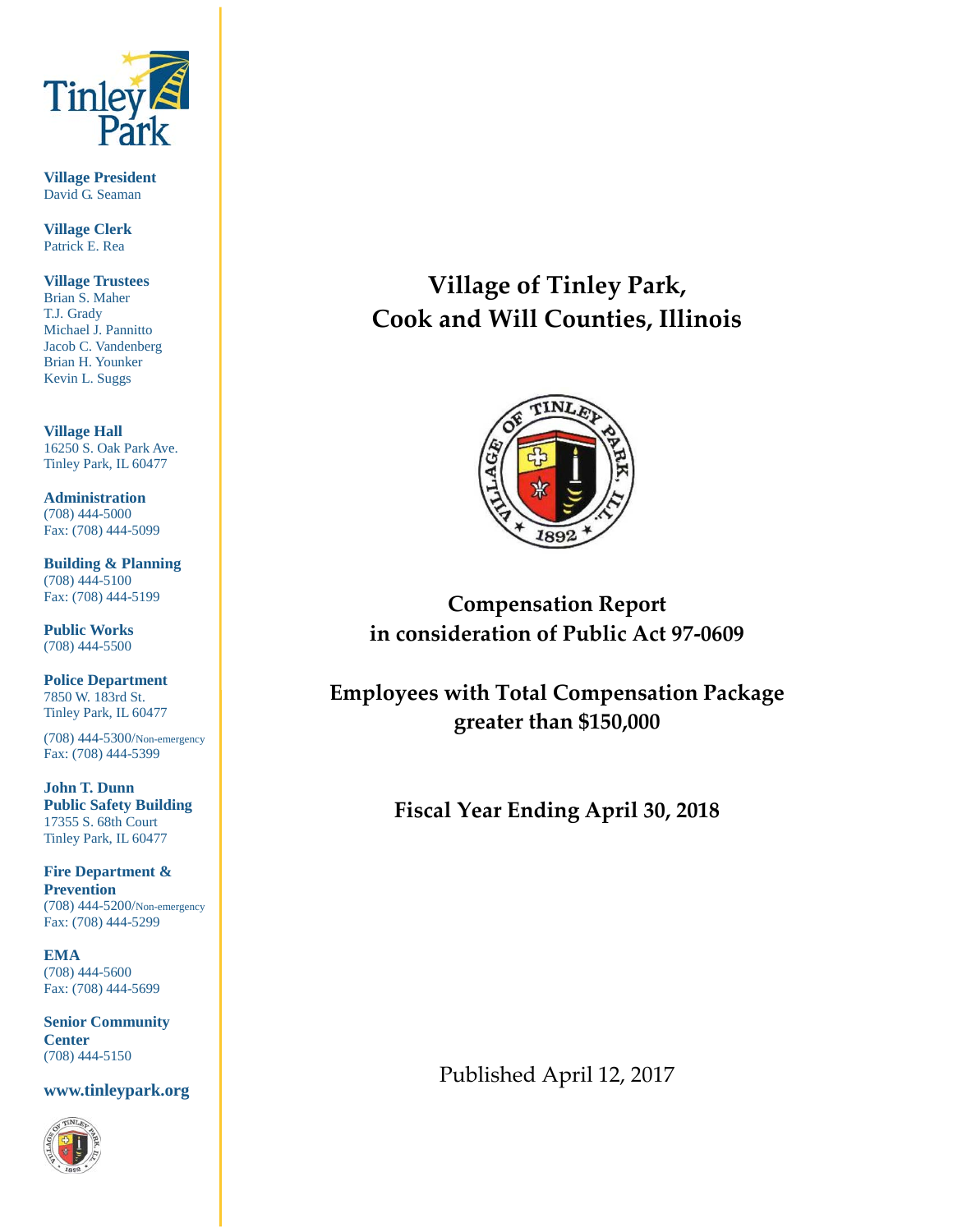**Village President**
David G. Seaman

**Village Clerk**
Patrick E. Rea

**Village Trustees**
Brian S. Maher
T.J. Grady
Michael J. Pannitto
Jacob C. Vandenberg
Brian H. Younker
Kevin L. Suggs

**Village Hall**
16250 S. Oak Park Ave.
Tinley Park, IL 60477

**Administration**
(708) 444-5000
Fax: (708) 444-5099

**Building & Planning**
(708) 444-5100
Fax: (708) 444-5199

**Public Works**
(708) 444-5500

**Police Department**
7850 W. 183rd St.
Tinley Park, IL 60477

(708) 444-5300/Non-emergency
Fax: (708) 444-5399

**John T. Dunn Public Safety Building**
17355 S. 68th Court
Tinley Park, IL 60477

**Fire Department & Prevention**
(708) 444-5200/Non-emergency
Fax: (708) 444-5299

**EMA**
(708) 444-5600
Fax: (708) 444-5699

**Senior Community Center**
(708) 444-5150

**www.tinleypark.org**

# Village of Tinley Park, Cook and Will Counties, Illinois

## Compensation Report in consideration of Public Act 97-0609

## Employees with Total Compensation Package greater than $150,000

## Fiscal Year Ending April 30, 2018

Published April 12, 2017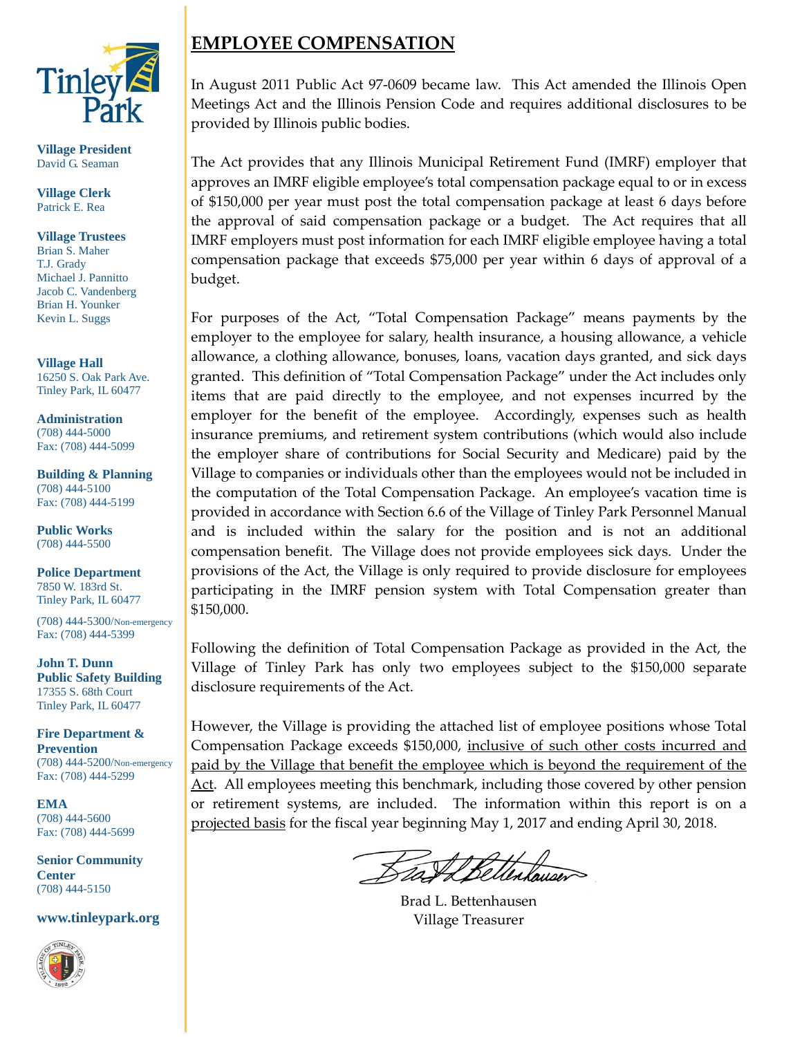**Village President**
David G. Seaman

**Village Clerk**
Patrick E. Rea

**Village Trustees**
Brian S. Maher
T.J. Grady
Michael J. Pannitto
Jacob C. Vandenberg
Brian H. Younker
Kevin L. Suggs

**Village Hall**
16250 S. Oak Park Ave.
Tinley Park, IL 60477

**Administration**
(708) 444-5000
Fax: (708) 444-5099

**Building & Planning**
(708) 444-5100
Fax: (708) 444-5199

**Public Works**
(708) 444-5500

**Police Department**
7850 W. 183rd St.
Tinley Park, IL 60477

(708) 444-5300/Non-emergency
Fax: (708) 444-5399

**John T. Dunn Public Safety Building**
17355 S. 68th Court
Tinley Park, IL 60477

**Fire Department & Prevention**
(708) 444-5200/Non-emergency
Fax: (708) 444-5299

**EMA**
(708) 444-5600
Fax: (708) 444-5699

**Senior Community Center**
(708) 444-5150

**www.tinleypark.org**

# EMPLOYEE COMPENSATION

In August 2011 Public Act 97-0609 became law. This Act amended the Illinois Open Meetings Act and the Illinois Pension Code and requires additional disclosures to be provided by Illinois public bodies.

The Act provides that any Illinois Municipal Retirement Fund (IMRF) employer that approves an IMRF eligible employee's total compensation package equal to or in excess of $150,000 per year must post the total compensation package at least 6 days before the approval of said compensation package or a budget. The Act requires that all IMRF employers must post information for each IMRF eligible employee having a total compensation package that exceeds $75,000 per year within 6 days of approval of a budget.

For purposes of the Act, "Total Compensation Package" means payments by the employer to the employee for salary, health insurance, a housing allowance, a vehicle allowance, a clothing allowance, bonuses, loans, vacation days granted, and sick days granted. This definition of "Total Compensation Package" under the Act includes only items that are paid directly to the employee, and not expenses incurred by the employer for the benefit of the employee. Accordingly, expenses such as health insurance premiums, and retirement system contributions (which would also include the employer share of contributions for Social Security and Medicare) paid by the Village to companies or individuals other than the employees would not be included in the computation of the Total Compensation Package. An employee's vacation time is provided in accordance with Section 6.6 of the Village of Tinley Park Personnel Manual and is included within the salary for the position and is not an additional compensation benefit. The Village does not provide employees sick days. Under the provisions of the Act, the Village is only required to provide disclosure for employees participating in the IMRF pension system with Total Compensation greater than $150,000.

Following the definition of Total Compensation Package as provided in the Act, the Village of Tinley Park has only two employees subject to the $150,000 separate disclosure requirements of the Act.

However, the Village is providing the attached list of employee positions whose Total Compensation Package exceeds $150,000, inclusive of such other costs incurred and paid by the Village that benefit the employee which is beyond the requirement of the Act. All employees meeting this benchmark, including those covered by other pension or retirement systems, are included. The information within this report is on a projected basis for the fiscal year beginning May 1, 2017 and ending April 30, 2018.

Brad L. Bettenhausen
Village Treasurer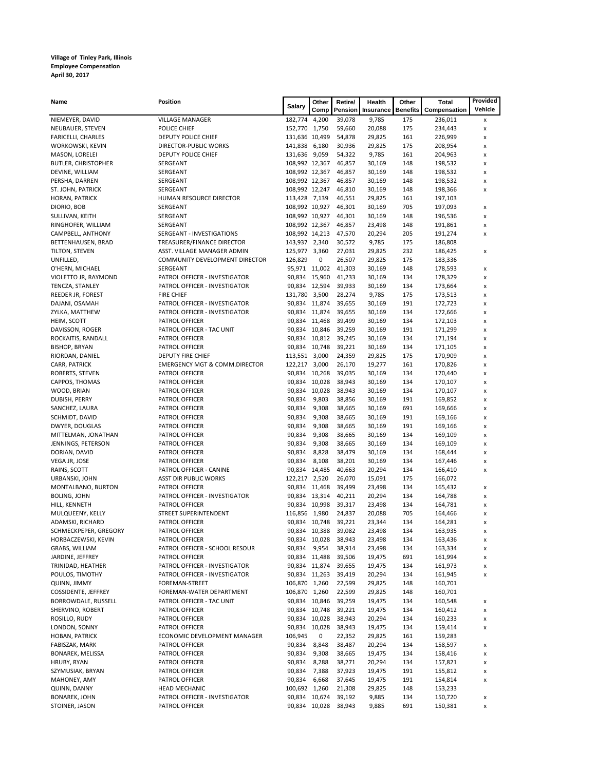**Village of Tinley Park, Illinois**
**Employee Compensation**
**April 30, 2017**

| Name | Position | Salary | Other Comp | Retire/ Pension | Health Insurance | Other Benefits | Total Compensation | Provided Vehicle |
|---|---|---|---|---|---|---|---|---|
| NIEMEYER, DAVID | VILLAGE MANAGER | 182,774 | 4,200 | 39,078 | 9,785 | 175 | 236,011 | x |
| NEUBAUER, STEVEN | POLICE CHIEF | 152,770 | 1,750 | 59,660 | 20,088 | 175 | 234,443 | x |
| FARICELLI, CHARLES | DEPUTY POLICE CHIEF | 131,636 | 10,499 | 54,878 | 29,825 | 161 | 226,999 | x |
| WORKOWSKI, KEVIN | DIRECTOR-PUBLIC WORKS | 141,838 | 6,180 | 30,936 | 29,825 | 175 | 208,954 | x |
| MASON, LORELEI | DEPUTY POLICE CHIEF | 131,636 | 9,059 | 54,322 | 9,785 | 161 | 204,963 | x |
| BUTLER, CHRISTOPHER | SERGEANT | 108,992 | 12,367 | 46,857 | 30,169 | 148 | 198,532 | x |
| DEVINE, WILLIAM | SERGEANT | 108,992 | 12,367 | 46,857 | 30,169 | 148 | 198,532 | x |
| PERSHA, DARREN | SERGEANT | 108,992 | 12,367 | 46,857 | 30,169 | 148 | 198,532 | x |
| ST. JOHN, PATRICK | SERGEANT | 108,992 | 12,247 | 46,810 | 30,169 | 148 | 198,366 | x |
| HORAN, PATRICK | HUMAN RESOURCE DIRECTOR | 113,428 | 7,139 | 46,551 | 29,825 | 161 | 197,103 | |
| DIORIO, BOB | SERGEANT | 108,992 | 10,927 | 46,301 | 30,169 | 705 | 197,093 | x |
| SULLIVAN, KEITH | SERGEANT | 108,992 | 10,927 | 46,301 | 30,169 | 148 | 196,536 | x |
| RINGHOFER, WILLIAM | SERGEANT | 108,992 | 12,367 | 46,857 | 23,498 | 148 | 191,861 | x |
| CAMPBELL, ANTHONY | SERGEANT - INVESTIGATIONS | 108,992 | 14,213 | 47,570 | 20,294 | 205 | 191,274 | x |
| BETTENHAUSEN, BRAD | TREASURER/FINANCE DIRECTOR | 143,937 | 2,340 | 30,572 | 9,785 | 175 | 186,808 | |
| TILTON, STEVEN | ASST. VILLAGE MANAGER ADMIN | 125,977 | 3,360 | 27,031 | 29,825 | 232 | 186,425 | x |
| UNFILLED, | COMMUNITY DEVELOPMENT DIRECTOR | 126,829 | 0 | 26,507 | 29,825 | 175 | 183,336 | |
| O'HERN, MICHAEL | SERGEANT | 95,971 | 11,002 | 41,303 | 30,169 | 148 | 178,593 | x |
| VIOLETTO JR, RAYMOND | PATROL OFFICER - INVESTIGATOR | 90,834 | 15,960 | 41,233 | 30,169 | 134 | 178,329 | x |
| TENCZA, STANLEY | PATROL OFFICER - INVESTIGATOR | 90,834 | 12,594 | 39,933 | 30,169 | 134 | 173,664 | x |
| REEDER JR, FOREST | FIRE CHIEF | 131,780 | 3,500 | 28,274 | 9,785 | 175 | 173,513 | x |
| DAJANI, OSAMAH | PATROL OFFICER - INVESTIGATOR | 90,834 | 11,874 | 39,655 | 30,169 | 191 | 172,723 | x |
| ZYLKA, MATTHEW | PATROL OFFICER - INVESTIGATOR | 90,834 | 11,874 | 39,655 | 30,169 | 134 | 172,666 | x |
| HEIM, SCOTT | PATROL OFFICER | 90,834 | 11,468 | 39,499 | 30,169 | 134 | 172,103 | x |
| DAVISSON, ROGER | PATROL OFFICER - TAC UNIT | 90,834 | 10,846 | 39,259 | 30,169 | 191 | 171,299 | x |
| ROCKAITIS, RANDALL | PATROL OFFICER | 90,834 | 10,812 | 39,245 | 30,169 | 134 | 171,194 | x |
| BISHOP, BRYAN | PATROL OFFICER | 90,834 | 10,748 | 39,221 | 30,169 | 134 | 171,105 | x |
| RIORDAN, DANIEL | DEPUTY FIRE CHIEF | 113,551 | 3,000 | 24,359 | 29,825 | 175 | 170,909 | x |
| CARR, PATRICK | EMERGENCY MGT & COMM.DIRECTOR | 122,217 | 3,000 | 26,170 | 19,277 | 161 | 170,826 | x |
| ROBERTS, STEVEN | PATROL OFFICER | 90,834 | 10,268 | 39,035 | 30,169 | 134 | 170,440 | x |
| CAPPOS, THOMAS | PATROL OFFICER | 90,834 | 10,028 | 38,943 | 30,169 | 134 | 170,107 | x |
| WOOD, BRIAN | PATROL OFFICER | 90,834 | 10,028 | 38,943 | 30,169 | 134 | 170,107 | x |
| DUBISH, PERRY | PATROL OFFICER | 90,834 | 9,803 | 38,856 | 30,169 | 191 | 169,852 | x |
| SANCHEZ, LAURA | PATROL OFFICER | 90,834 | 9,308 | 38,665 | 30,169 | 691 | 169,666 | x |
| SCHMIDT, DAVID | PATROL OFFICER | 90,834 | 9,308 | 38,665 | 30,169 | 191 | 169,166 | x |
| DWYER, DOUGLAS | PATROL OFFICER | 90,834 | 9,308 | 38,665 | 30,169 | 191 | 169,166 | x |
| MITTELMAN, JONATHAN | PATROL OFFICER | 90,834 | 9,308 | 38,665 | 30,169 | 134 | 169,109 | x |
| JENNINGS, PETERSON | PATROL OFFICER | 90,834 | 9,308 | 38,665 | 30,169 | 134 | 169,109 | x |
| DORIAN, DAVID | PATROL OFFICER | 90,834 | 8,828 | 38,479 | 30,169 | 134 | 168,444 | x |
| VEGA JR, JOSE | PATROL OFFICER | 90,834 | 8,108 | 38,201 | 30,169 | 134 | 167,446 | x |
| RAINS, SCOTT | PATROL OFFICER - CANINE | 90,834 | 14,485 | 40,663 | 20,294 | 134 | 166,410 | x |
| URBANSKI, JOHN | ASST DIR PUBLIC WORKS | 122,217 | 2,520 | 26,070 | 15,091 | 175 | 166,072 | |
| MONTALBANO, BURTON | PATROL OFFICER | 90,834 | 11,468 | 39,499 | 23,498 | 134 | 165,432 | x |
| BOLING, JOHN | PATROL OFFICER - INVESTIGATOR | 90,834 | 13,314 | 40,211 | 20,294 | 134 | 164,788 | x |
| HILL, KENNETH | PATROL OFFICER | 90,834 | 10,998 | 39,317 | 23,498 | 134 | 164,781 | x |
| MULQUEENY, KELLY | STREET SUPERINTENDENT | 116,856 | 1,980 | 24,837 | 20,088 | 705 | 164,466 | x |
| ADAMSKI, RICHARD | PATROL OFFICER | 90,834 | 10,748 | 39,221 | 23,344 | 134 | 164,281 | x |
| SCHMECKPEPER, GREGORY | PATROL OFFICER | 90,834 | 10,388 | 39,082 | 23,498 | 134 | 163,935 | x |
| HORBACZEWSKI, KEVIN | PATROL OFFICER | 90,834 | 10,028 | 38,943 | 23,498 | 134 | 163,436 | x |
| GRABS, WILLIAM | PATROL OFFICER - SCHOOL RESOUR | 90,834 | 9,954 | 38,914 | 23,498 | 134 | 163,334 | x |
| JARDINE, JEFFREY | PATROL OFFICER | 90,834 | 11,488 | 39,506 | 19,475 | 691 | 161,994 | x |
| TRINIDAD, HEATHER | PATROL OFFICER - INVESTIGATOR | 90,834 | 11,874 | 39,655 | 19,475 | 134 | 161,973 | x |
| POULOS, TIMOTHY | PATROL OFFICER - INVESTIGATOR | 90,834 | 11,263 | 39,419 | 20,294 | 134 | 161,945 | x |
| QUINN, JIMMY | FOREMAN-STREET | 106,870 | 1,260 | 22,599 | 29,825 | 148 | 160,701 | |
| COSSIDENTE, JEFFREY | FOREMAN-WATER DEPARTMENT | 106,870 | 1,260 | 22,599 | 29,825 | 148 | 160,701 | |
| BORROWDALE, RUSSELL | PATROL OFFICER - TAC UNIT | 90,834 | 10,846 | 39,259 | 19,475 | 134 | 160,548 | x |
| SHERVINO, ROBERT | PATROL OFFICER | 90,834 | 10,748 | 39,221 | 19,475 | 134 | 160,412 | x |
| ROSILLO, RUDY | PATROL OFFICER | 90,834 | 10,028 | 38,943 | 20,294 | 134 | 160,233 | x |
| LONDON, SONNY | PATROL OFFICER | 90,834 | 10,028 | 38,943 | 19,475 | 134 | 159,414 | x |
| HOBAN, PATRICK | ECONOMIC DEVELOPMENT MANAGER | 106,945 | 0 | 22,352 | 29,825 | 161 | 159,283 | |
| FABISZAK, MARK | PATROL OFFICER | 90,834 | 8,848 | 38,487 | 20,294 | 134 | 158,597 | x |
| BONAREK, MELISSA | PATROL OFFICER | 90,834 | 9,308 | 38,665 | 19,475 | 134 | 158,416 | x |
| HRUBY, RYAN | PATROL OFFICER | 90,834 | 8,288 | 38,271 | 20,294 | 134 | 157,821 | x |
| SZYMUSIAK, BRYAN | PATROL OFFICER | 90,834 | 7,388 | 37,923 | 19,475 | 191 | 155,812 | x |
| MAHONEY, AMY | PATROL OFFICER | 90,834 | 6,668 | 37,645 | 19,475 | 191 | 154,814 | x |
| QUINN, DANNY | HEAD MECHANIC | 100,692 | 1,260 | 21,308 | 29,825 | 148 | 153,233 | |
| BONAREK, JOHN | PATROL OFFICER - INVESTIGATOR | 90,834 | 10,674 | 39,192 | 9,885 | 134 | 150,720 | x |
| STOINER, JASON | PATROL OFFICER | 90,834 | 10,028 | 38,943 | 9,885 | 691 | 150,381 | x |